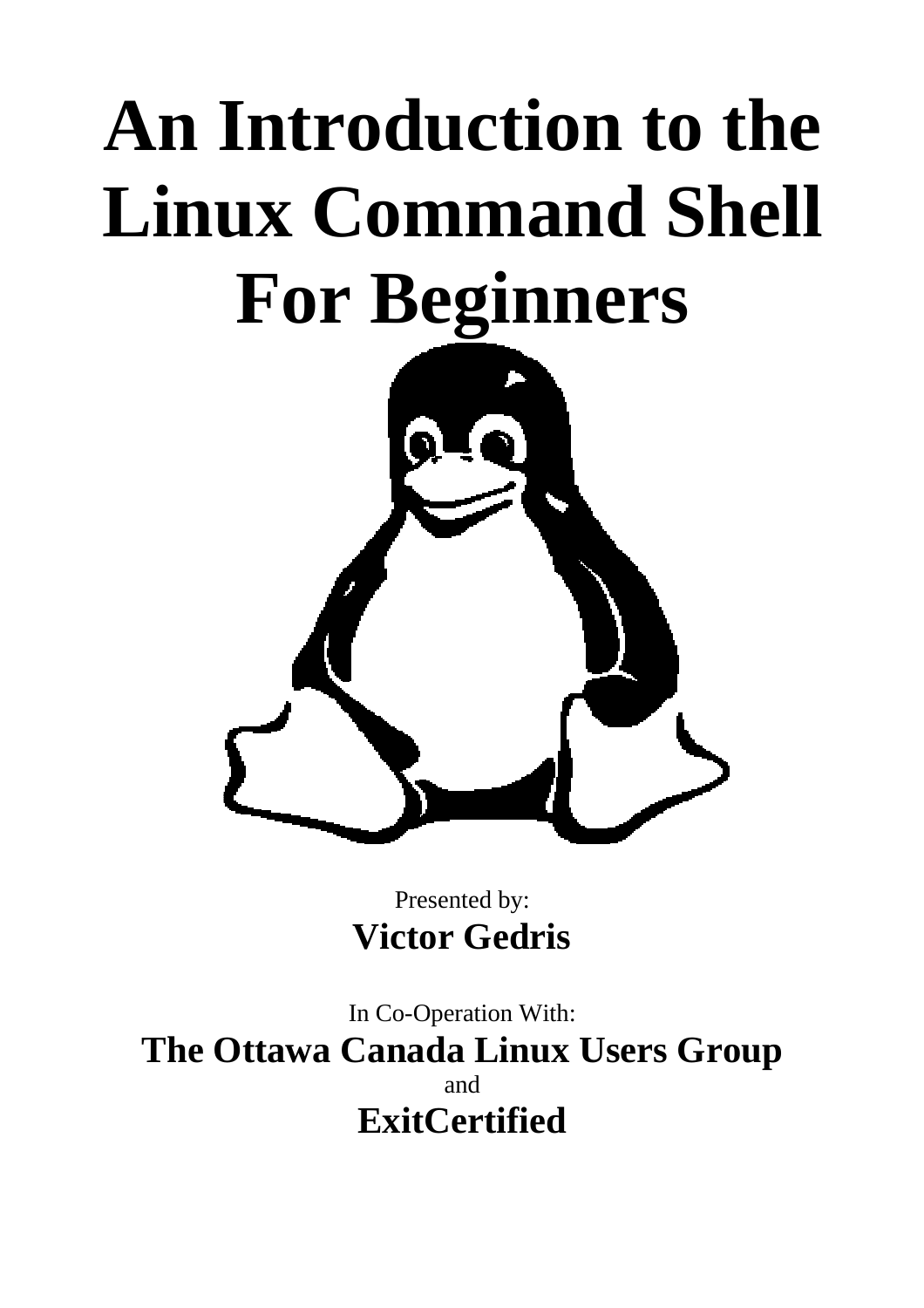# An Introduction to the Linux Command Shell For Beginners

Presented by:

**Victor Gedris**

In Co-Operation With:

**The Ottawa Canada Linux Users Group**

and

**ExitCertified**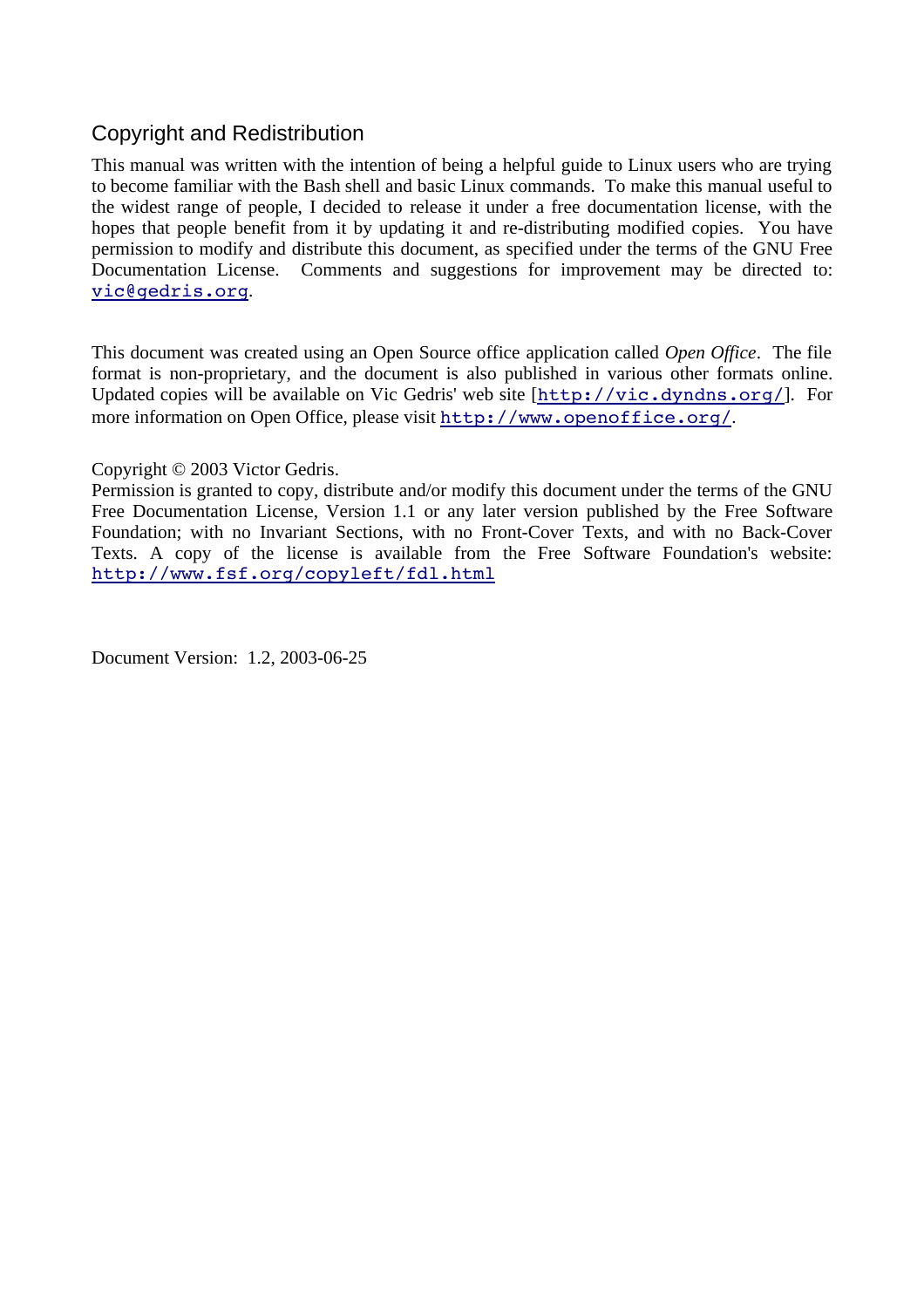## Copyright and Redistribution

This manual was written with the intention of being a helpful guide to Linux users who are trying to become familiar with the Bash shell and basic Linux commands. To make this manual useful to the widest range of people, I decided to release it under a free documentation license, with the hopes that people benefit from it by updating it and re-distributing modified copies. You have permission to modify and distribute this document, as specified under the terms of the GNU Free Documentation License. Comments and suggestions for improvement may be directed to: vic@gedris.org.

This document was created using an Open Source office application called *Open Office*. The file format is non-proprietary, and the document is also published in various other formats online. Updated copies will be available on Vic Gedris' web site [http://vic.dyndns.org/]. For more information on Open Office, please visit http://www.openoffice.org/.

Copyright © 2003 Victor Gedris.
Permission is granted to copy, distribute and/or modify this document under the terms of the GNU Free Documentation License, Version 1.1 or any later version published by the Free Software Foundation; with no Invariant Sections, with no Front-Cover Texts, and with no Back-Cover Texts. A copy of the license is available from the Free Software Foundation's website: http://www.fsf.org/copyleft/fdl.html

Document Version: 1.2, 2003-06-25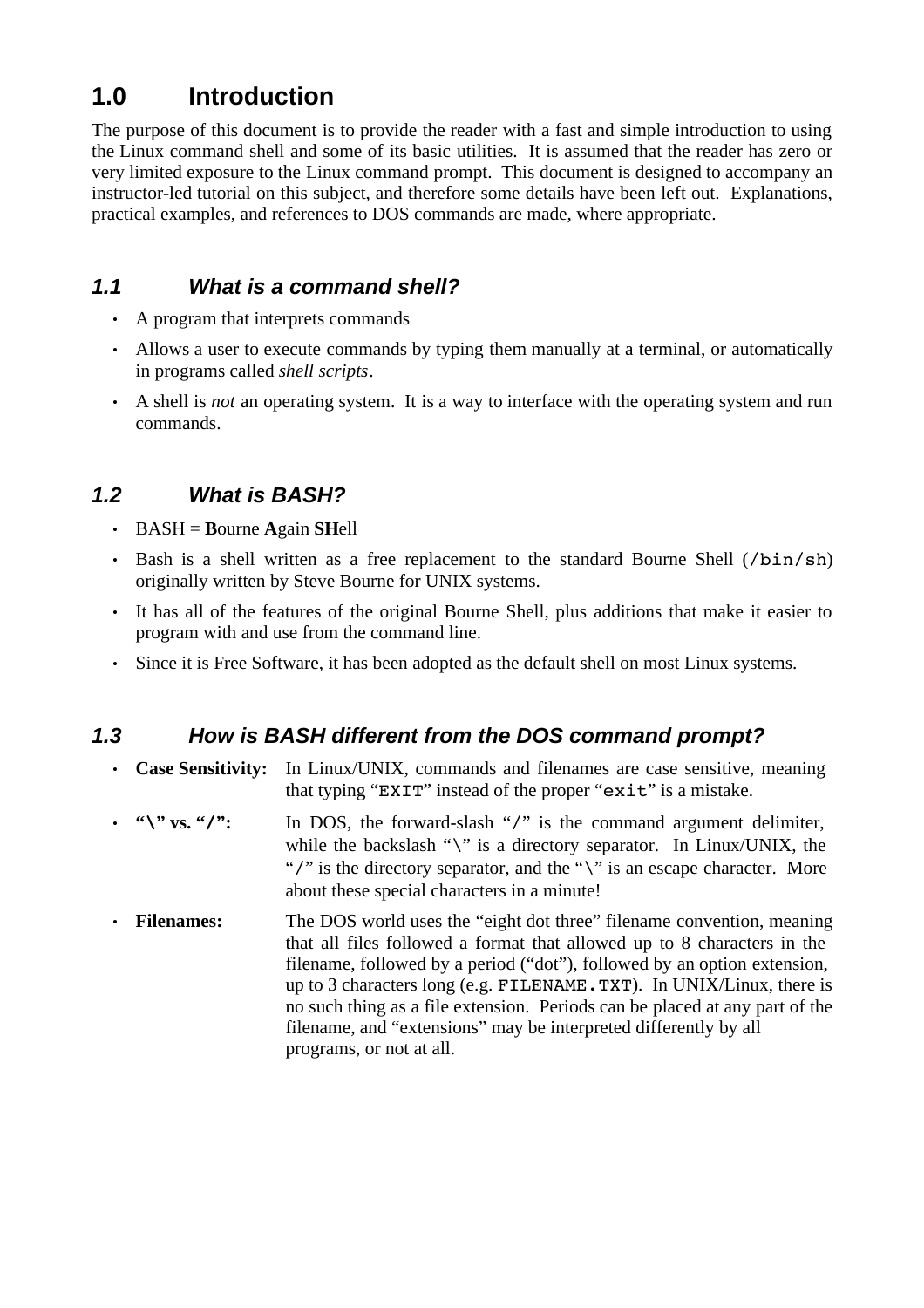# 1.0 Introduction

The purpose of this document is to provide the reader with a fast and simple introduction to using the Linux command shell and some of its basic utilities. It is assumed that the reader has zero or very limited exposure to the Linux command prompt. This document is designed to accompany an instructor-led tutorial on this subject, and therefore some details have been left out. Explanations, practical examples, and references to DOS commands are made, where appropriate.

## *1.1 What is a command shell?*

- A program that interprets commands
- Allows a user to execute commands by typing them manually at a terminal, or automatically in programs called *shell scripts*.
- A shell is *not* an operating system. It is a way to interface with the operating system and run commands.

## *1.2 What is BASH?*

- BASH = **B**ourne **A**gain **SH**ell
- Bash is a shell written as a free replacement to the standard Bourne Shell (`/bin/sh`) originally written by Steve Bourne for UNIX systems.
- It has all of the features of the original Bourne Shell, plus additions that make it easier to program with and use from the command line.
- Since it is Free Software, it has been adopted as the default shell on most Linux systems.

## *1.3 How is BASH different from the DOS command prompt?*

- **Case Sensitivity:** In Linux/UNIX, commands and filenames are case sensitive, meaning that typing "`EXIT`" instead of the proper "`exit`" is a mistake.
- **"`\`" vs. "`/`":** In DOS, the forward-slash "`/`" is the command argument delimiter, while the backslash "`\`" is a directory separator. In Linux/UNIX, the "`/`" is the directory separator, and the "`\`" is an escape character. More about these special characters in a minute!
- **Filenames:** The DOS world uses the "eight dot three" filename convention, meaning that all files followed a format that allowed up to 8 characters in the filename, followed by a period ("dot"), followed by an option extension, up to 3 characters long (e.g. `FILENAME.TXT`). In UNIX/Linux, there is no such thing as a file extension. Periods can be placed at any part of the filename, and "extensions" may be interpreted differently by all programs, or not at all.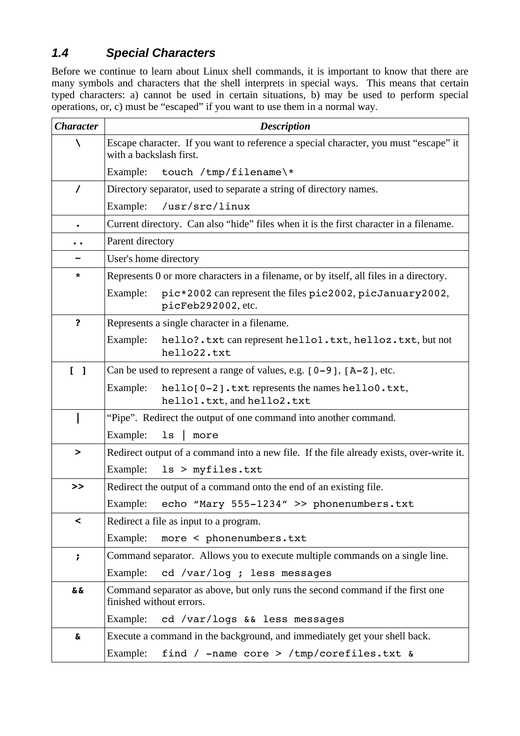## 1.4 Special Characters

Before we continue to learn about Linux shell commands, it is important to know that there are many symbols and characters that the shell interprets in special ways. This means that certain typed characters: a) cannot be used in certain situations, b) may be used to perform special operations, or, c) must be "escaped" if you want to use them in a normal way.

| ***Character*** | ***Description*** |
|---|---|
| **\\** | Escape character. If you want to reference a special character, you must "escape" it with a backslash first.<br>Example: `touch /tmp/filename\*` |
| **/** | Directory separator, used to separate a string of directory names.<br>Example: `/usr/src/linux` |
| **.** | Current directory. Can also "hide" files when it is the first character in a filename. |
| **..** | Parent directory |
| **~** | User's home directory |
| **\*** | Represents 0 or more characters in a filename, or by itself, all files in a directory.<br>Example: `pic*2002` can represent the files `pic2002`, `picJanuary2002`, `picFeb292002`, etc. |
| **?** | Represents a single character in a filename.<br>Example: `hello?.txt` can represent `hello1.txt`, `helloz.txt`, but not `hello22.txt` |
| **[ ]** | Can be used to represent a range of values, e.g. `[0-9]`, `[A-Z]`, etc.<br>Example: `hello[0-2].txt` represents the names `hello0.txt`, `hello1.txt`, and `hello2.txt` |
| **\|** | "Pipe". Redirect the output of one command into another command.<br>Example: `ls \| more` |
| **>** | Redirect output of a command into a new file. If the file already exists, over-write it.<br>Example: `ls > myfiles.txt` |
| **>>** | Redirect the output of a command onto the end of an existing file.<br>Example: `echo "Mary 555-1234" >> phonenumbers.txt` |
| **<** | Redirect a file as input to a program.<br>Example: `more < phonenumbers.txt` |
| **;** | Command separator. Allows you to execute multiple commands on a single line.<br>Example: `cd /var/log ; less messages` |
| **&&** | Command separator as above, but only runs the second command if the first one finished without errors.<br>Example: `cd /var/logs && less messages` |
| **&** | Execute a command in the background, and immediately get your shell back.<br>Example: `find / -name core > /tmp/corefiles.txt &` |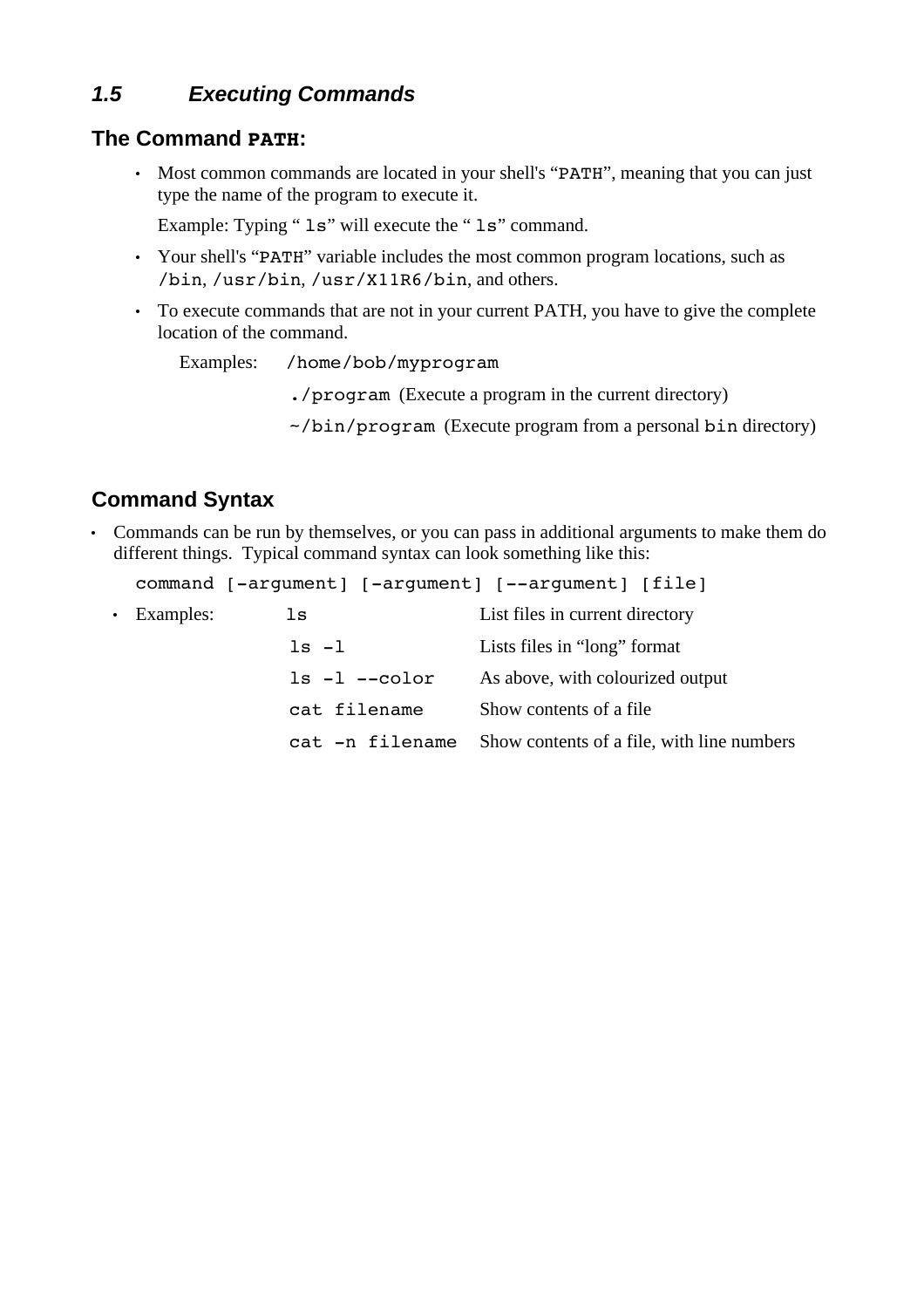## 1.5 *Executing Commands*

### The Command `PATH`:

- Most common commands are located in your shell's "`PATH`", meaning that you can just type the name of the program to execute it.

  Example: Typing " `ls`" will execute the " `ls`" command.

- Your shell's "`PATH`" variable includes the most common program locations, such as `/bin`, `/usr/bin`, `/usr/X11R6/bin`, and others.

- To execute commands that are not in your current PATH, you have to give the complete location of the command.

  Examples: `/home/bob/myprogram`

  `./program` (Execute a program in the current directory)

  `~/bin/program` (Execute program from a personal `bin` directory)

### Command Syntax

- Commands can be run by themselves, or you can pass in additional arguments to make them do different things. Typical command syntax can look something like this:

  ```
  command [-argument] [-argument] [--argument] [file]
  ```

- Examples:

| | |
|---|---|
| `ls` | List files in current directory |
| `ls -l` | Lists files in "long" format |
| `ls -l --color` | As above, with colourized output |
| `cat filename` | Show contents of a file |
| `cat -n filename` | Show contents of a file, with line numbers |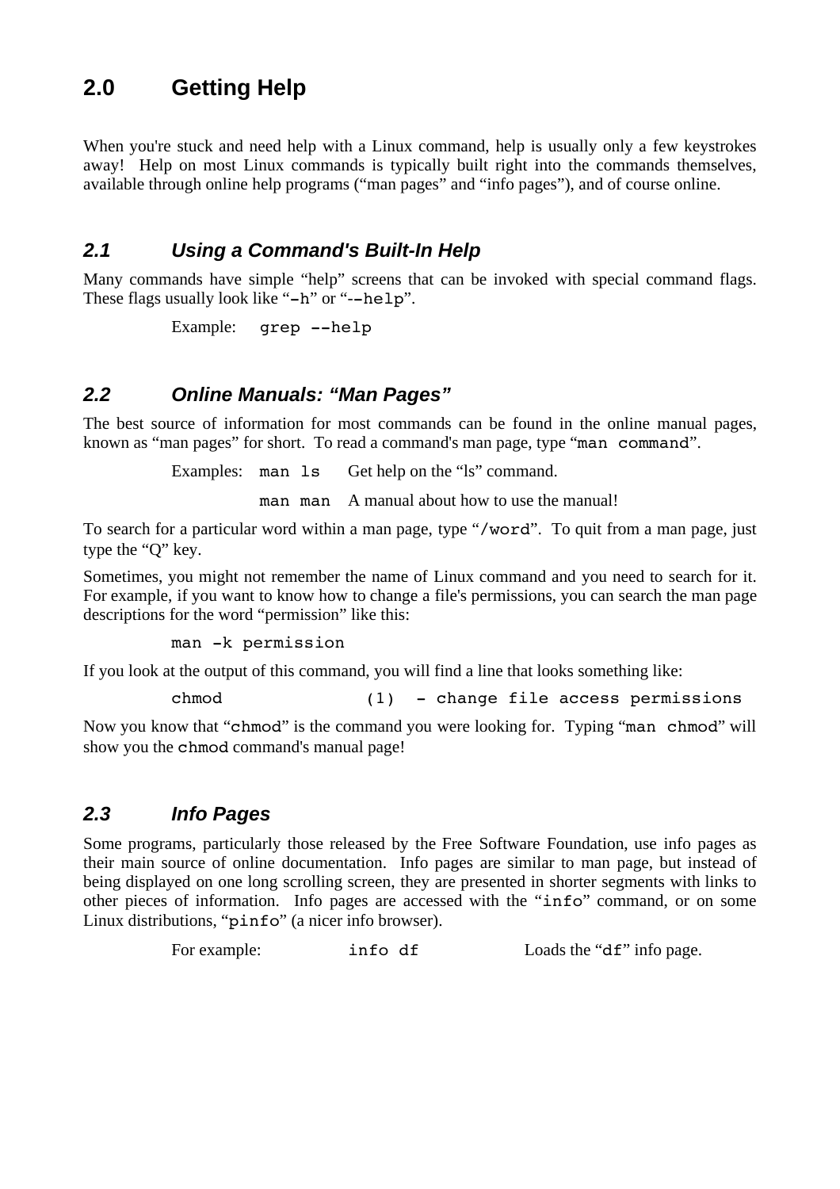## 2.0 Getting Help

When you're stuck and need help with a Linux command, help is usually only a few keystrokes away! Help on most Linux commands is typically built right into the commands themselves, available through online help programs ("man pages" and "info pages"), and of course online.

### 2.1 Using a Command's Built-In Help

Many commands have simple "help" screens that can be invoked with special command flags. These flags usually look like "`-h`" or "`--help`".

Example: `grep --help`

### 2.2 Online Manuals: "Man Pages"

The best source of information for most commands can be found in the online manual pages, known as "man pages" for short. To read a command's man page, type "`man command`".

Examples: `man ls` Get help on the "ls" command.

`man man` A manual about how to use the manual!

To search for a particular word within a man page, type "`/word`". To quit from a man page, just type the "Q" key.

Sometimes, you might not remember the name of Linux command and you need to search for it. For example, if you want to know how to change a file's permissions, you can search the man page descriptions for the word "permission" like this:

```
man -k permission
```

If you look at the output of this command, you will find a line that looks something like:

```
chmod            (1)  - change file access permissions
```

Now you know that "`chmod`" is the command you were looking for. Typing "`man chmod`" will show you the `chmod` command's manual page!

### 2.3 Info Pages

Some programs, particularly those released by the Free Software Foundation, use info pages as their main source of online documentation. Info pages are similar to man page, but instead of being displayed on one long scrolling screen, they are presented in shorter segments with links to other pieces of information. Info pages are accessed with the "`info`" command, or on some Linux distributions, "`pinfo`" (a nicer info browser).

For example: `info df` Loads the "`df`" info page.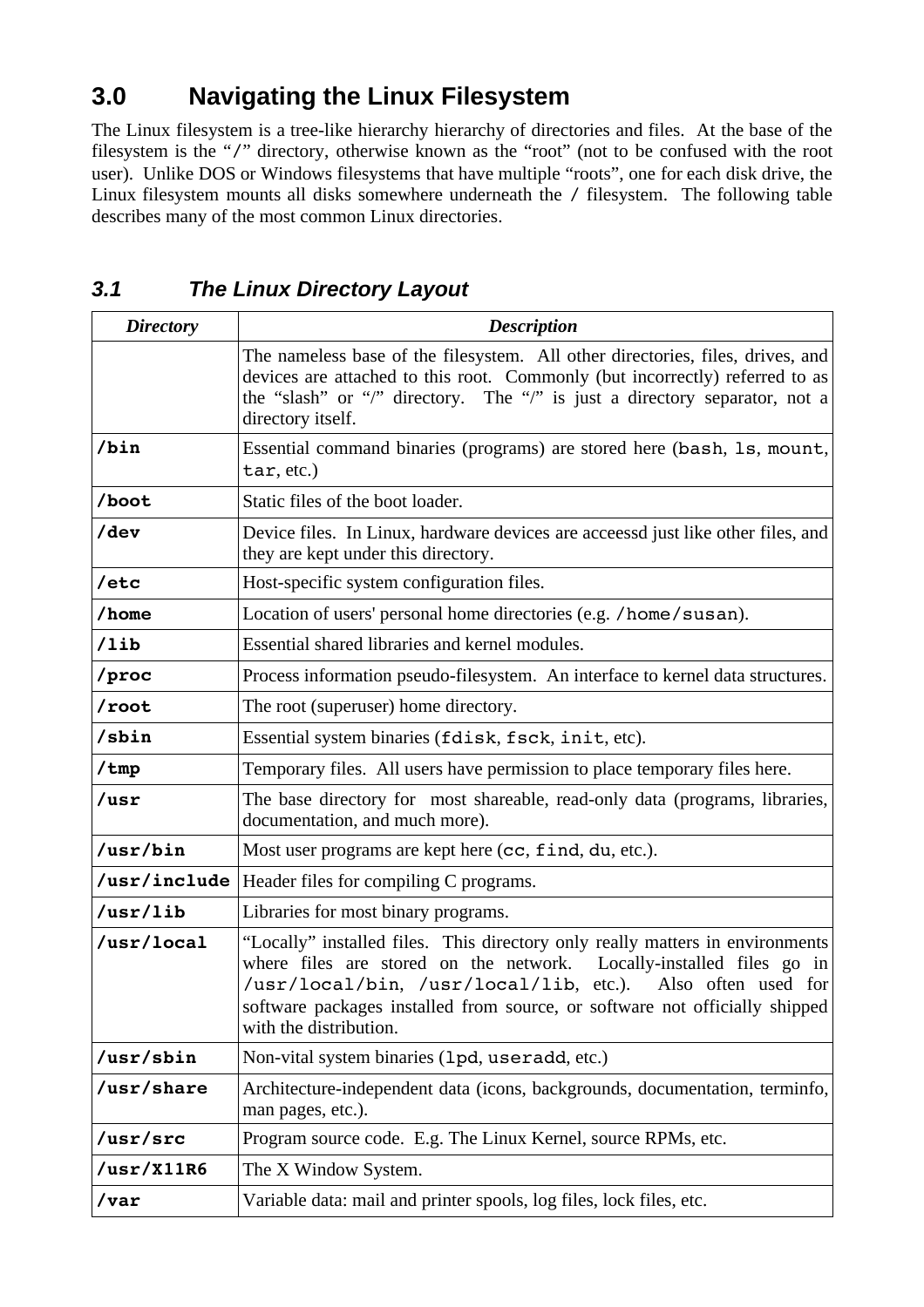# 3.0 Navigating the Linux Filesystem

The Linux filesystem is a tree-like hierarchy hierarchy of directories and files. At the base of the filesystem is the "/" directory, otherwise known as the "root" (not to be confused with the root user). Unlike DOS or Windows filesystems that have multiple "roots", one for each disk drive, the Linux filesystem mounts all disks somewhere underneath the / filesystem. The following table describes many of the most common Linux directories.

## 3.1 The Linux Directory Layout

| *Directory* | *Description* |
|---|---|
| | The nameless base of the filesystem. All other directories, files, drives, and devices are attached to this root. Commonly (but incorrectly) referred to as the "slash" or "/" directory. The "/" is just a directory separator, not a directory itself. |
| **/bin** | Essential command binaries (programs) are stored here (`bash`, `ls`, `mount`, `tar`, etc.) |
| **/boot** | Static files of the boot loader. |
| **/dev** | Device files. In Linux, hardware devices are acceessd just like other files, and they are kept under this directory. |
| **/etc** | Host-specific system configuration files. |
| **/home** | Location of users' personal home directories (e.g. `/home/susan`). |
| **/lib** | Essential shared libraries and kernel modules. |
| **/proc** | Process information pseudo-filesystem. An interface to kernel data structures. |
| **/root** | The root (superuser) home directory. |
| **/sbin** | Essential system binaries (`fdisk`, `fsck`, `init`, etc). |
| **/tmp** | Temporary files. All users have permission to place temporary files here. |
| **/usr** | The base directory for most shareable, read-only data (programs, libraries, documentation, and much more). |
| **/usr/bin** | Most user programs are kept here (`cc`, `find`, `du`, etc.). |
| **/usr/include** | Header files for compiling C programs. |
| **/usr/lib** | Libraries for most binary programs. |
| **/usr/local** | "Locally" installed files. This directory only really matters in environments where files are stored on the network. Locally-installed files go in `/usr/local/bin`, `/usr/local/lib`, etc.). Also often used for software packages installed from source, or software not officially shipped with the distribution. |
| **/usr/sbin** | Non-vital system binaries (`lpd`, `useradd`, etc.) |
| **/usr/share** | Architecture-independent data (icons, backgrounds, documentation, terminfo, man pages, etc.). |
| **/usr/src** | Program source code. E.g. The Linux Kernel, source RPMs, etc. |
| **/usr/X11R6** | The X Window System. |
| **/var** | Variable data: mail and printer spools, log files, lock files, etc. |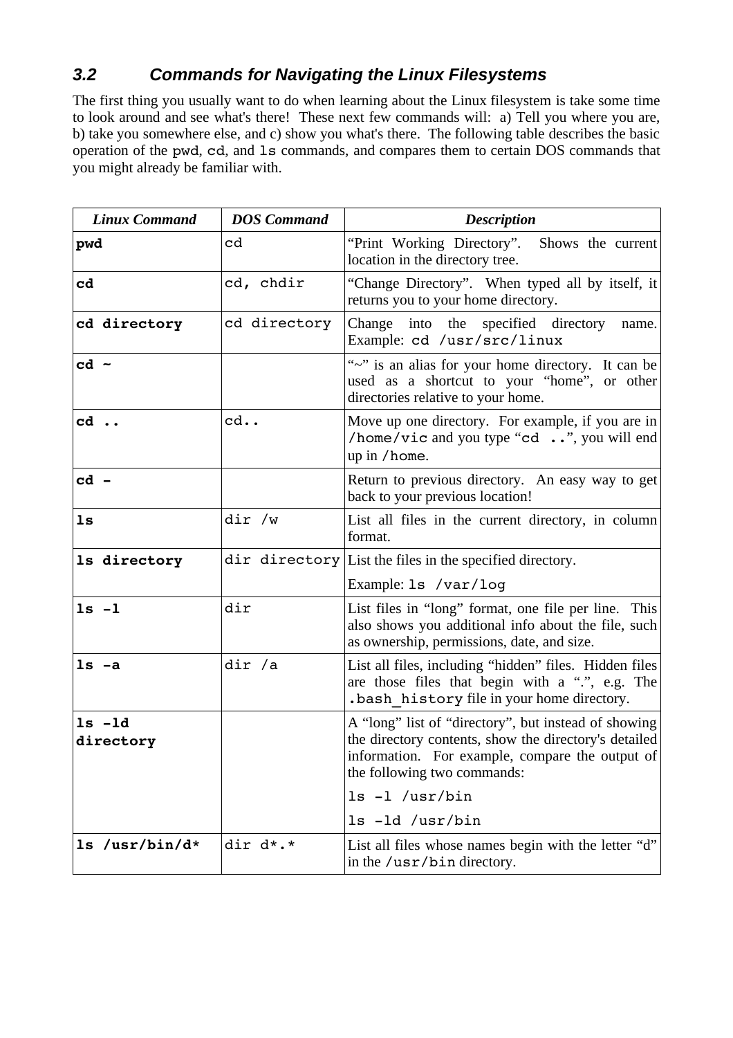### 3.2 Commands for Navigating the Linux Filesystems

The first thing you usually want to do when learning about the Linux filesystem is take some time to look around and see what's there! These next few commands will: a) Tell you where you are, b) take you somewhere else, and c) show you what's there. The following table describes the basic operation of the `pwd`, `cd`, and `ls` commands, and compares them to certain DOS commands that you might already be familiar with.

| ***Linux Command*** | ***DOS Command*** | ***Description*** |
|---|---|---|
| **`pwd`** | `cd` | "Print Working Directory". Shows the current location in the directory tree. |
| **`cd`** | `cd, chdir` | "Change Directory". When typed all by itself, it returns you to your home directory. |
| **`cd directory`** | `cd directory` | Change into the specified directory name. Example: `cd /usr/src/linux` |
| **`cd ~`** | | "~" is an alias for your home directory. It can be used as a shortcut to your "home", or other directories relative to your home. |
| **`cd ..`** | `cd..` | Move up one directory. For example, if you are in `/home/vic` and you type "`cd ..`", you will end up in `/home`. |
| **`cd -`** | | Return to previous directory. An easy way to get back to your previous location! |
| **`ls`** | `dir /w` | List all files in the current directory, in column format. |
| **`ls directory`** | `dir directory` | List the files in the specified directory.<br>Example: `ls /var/log` |
| **`ls -l`** | `dir` | List files in "long" format, one file per line. This also shows you additional info about the file, such as ownership, permissions, date, and size. |
| **`ls -a`** | `dir /a` | List all files, including "hidden" files. Hidden files are those files that begin with a ".", e.g. The `.bash_history` file in your home directory. |
| **`ls -ld directory`** | | A "long" list of "directory", but instead of showing the directory contents, show the directory's detailed information. For example, compare the output of the following two commands:<br>`ls -l /usr/bin`<br>`ls -ld /usr/bin` |
| **`ls /usr/bin/d*`** | `dir d*.*` | List all files whose names begin with the letter "d" in the `/usr/bin` directory. |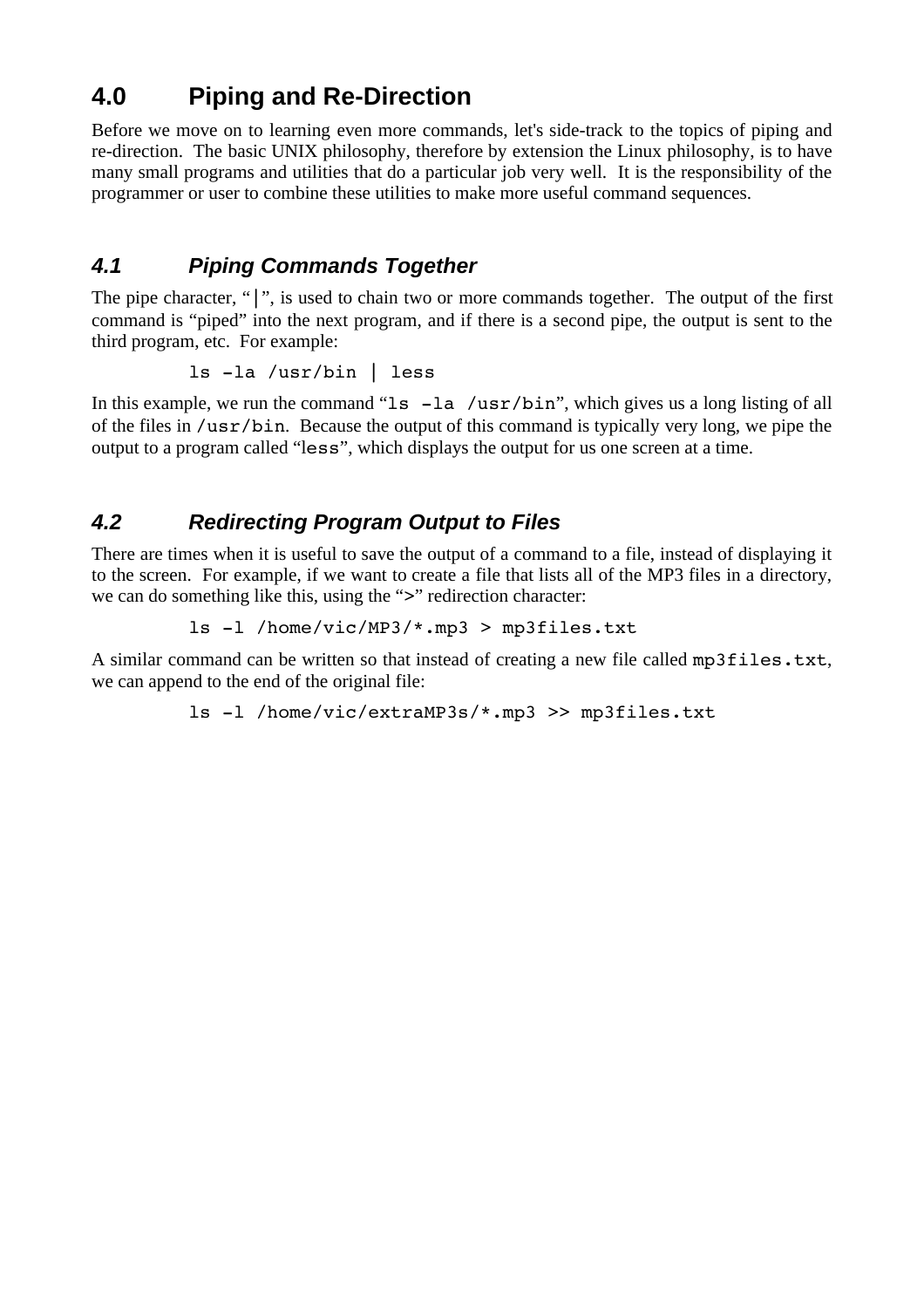## 4.0 Piping and Re-Direction

Before we move on to learning even more commands, let's side-track to the topics of piping and re-direction. The basic UNIX philosophy, therefore by extension the Linux philosophy, is to have many small programs and utilities that do a particular job very well. It is the responsibility of the programmer or user to combine these utilities to make more useful command sequences.

### *4.1 Piping Commands Together*

The pipe character, "`|`", is used to chain two or more commands together. The output of the first command is "piped" into the next program, and if there is a second pipe, the output is sent to the third program, etc. For example:

```
ls -la /usr/bin | less
```

In this example, we run the command "`ls -la /usr/bin`", which gives us a long listing of all of the files in `/usr/bin`. Because the output of this command is typically very long, we pipe the output to a program called "`less`", which displays the output for us one screen at a time.

### *4.2 Redirecting Program Output to Files*

There are times when it is useful to save the output of a command to a file, instead of displaying it to the screen. For example, if we want to create a file that lists all of the MP3 files in a directory, we can do something like this, using the "`>`" redirection character:

```
ls -l /home/vic/MP3/*.mp3 > mp3files.txt
```

A similar command can be written so that instead of creating a new file called `mp3files.txt`, we can append to the end of the original file:

```
ls -l /home/vic/extraMP3s/*.mp3 >> mp3files.txt
```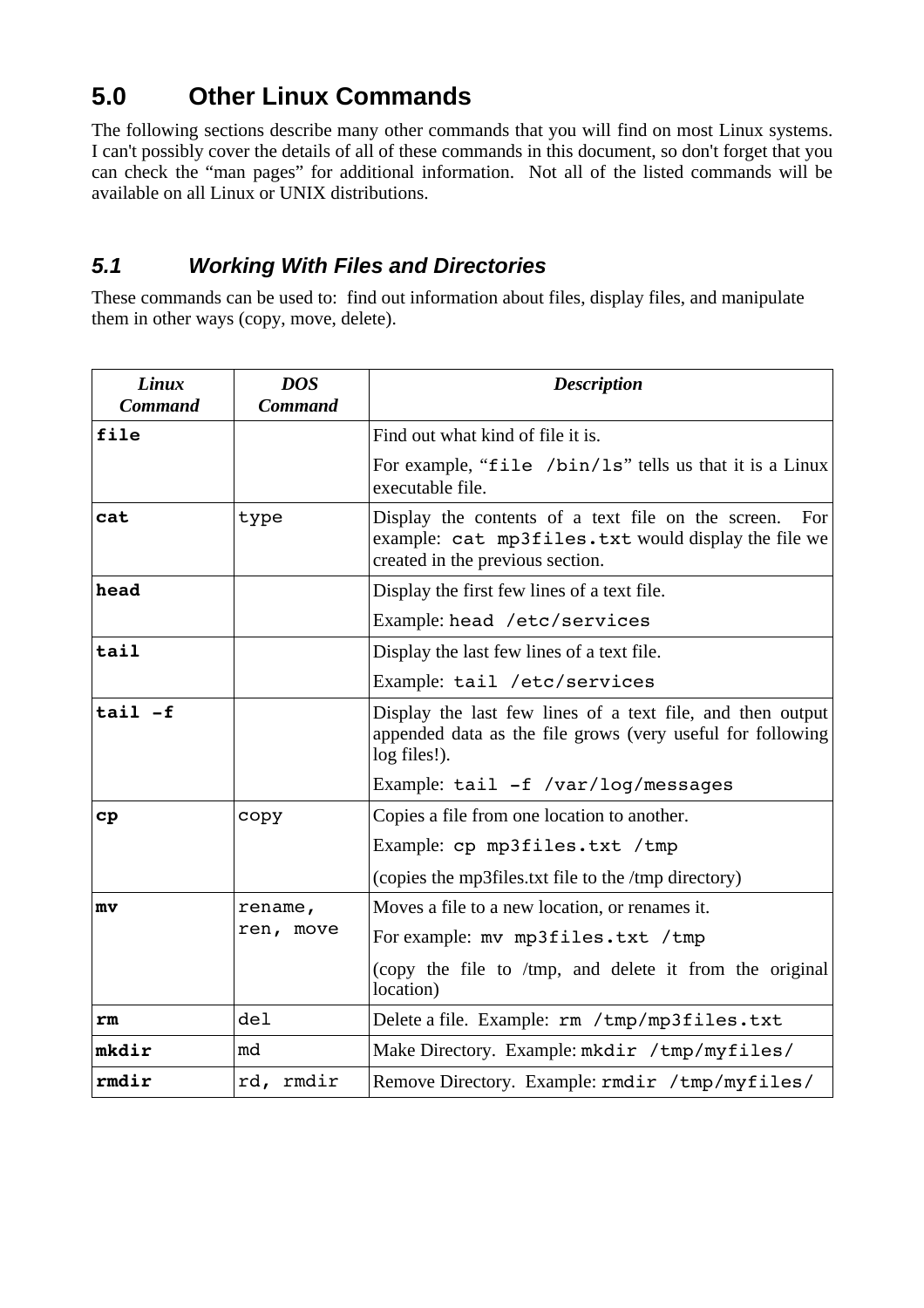# 5.0 Other Linux Commands

The following sections describe many other commands that you will find on most Linux systems. I can't possibly cover the details of all of these commands in this document, so don't forget that you can check the "man pages" for additional information. Not all of the listed commands will be available on all Linux or UNIX distributions.

## *5.1 Working With Files and Directories*

These commands can be used to: find out information about files, display files, and manipulate them in other ways (copy, move, delete).

| *Linux Command* | *DOS Command* | *Description* |
|---|---|---|
| **`file`** | | Find out what kind of file it is.<br>For example, "`file /bin/ls`" tells us that it is a Linux executable file. |
| **`cat`** | `type` | Display the contents of a text file on the screen. For example: `cat mp3files.txt` would display the file we created in the previous section. |
| **`head`** | | Display the first few lines of a text file.<br>Example: `head /etc/services` |
| **`tail`** | | Display the last few lines of a text file.<br>Example: `tail /etc/services` |
| **`tail -f`** | | Display the last few lines of a text file, and then output appended data as the file grows (very useful for following log files!).<br>Example: `tail -f /var/log/messages` |
| **`cp`** | `copy` | Copies a file from one location to another.<br>Example: `cp mp3files.txt /tmp`<br>(copies the mp3files.txt file to the /tmp directory) |
| **`mv`** | `rename, ren, move` | Moves a file to a new location, or renames it.<br>For example: `mv mp3files.txt /tmp`<br>(copy the file to /tmp, and delete it from the original location) |
| **`rm`** | `del` | Delete a file. Example: `rm /tmp/mp3files.txt` |
| **`mkdir`** | `md` | Make Directory. Example: `mkdir /tmp/myfiles/` |
| **`rmdir`** | `rd, rmdir` | Remove Directory. Example: `rmdir /tmp/myfiles/` |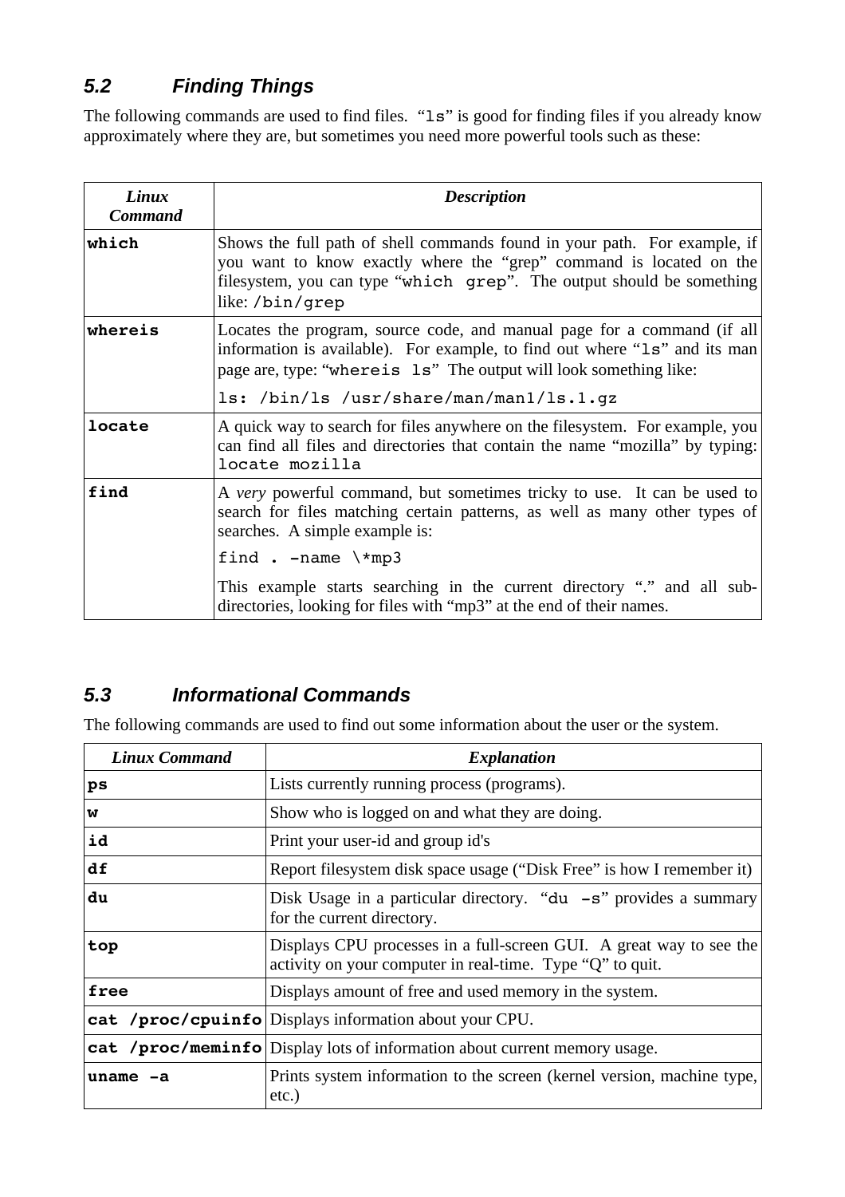## 5.2 Finding Things

The following commands are used to find files. “`ls`” is good for finding files if you already know approximately where they are, but sometimes you need more powerful tools such as these:

| *Linux Command* | *Description* |
|---|---|
| **which** | Shows the full path of shell commands found in your path. For example, if you want to know exactly where the “grep” command is located on the filesystem, you can type “`which grep`”. The output should be something like: `/bin/grep` |
| **whereis** | Locates the program, source code, and manual page for a command (if all information is available). For example, to find out where “`ls`” and its man page are, type: “`whereis ls`” The output will look something like: `ls: /bin/ls /usr/share/man/man1/ls.1.gz` |
| **locate** | A quick way to search for files anywhere on the filesystem. For example, you can find all files and directories that contain the name “mozilla” by typing: `locate mozilla` |
| **find** | A *very* powerful command, but sometimes tricky to use. It can be used to search for files matching certain patterns, as well as many other types of searches. A simple example is: `find . -name \*mp3` This example starts searching in the current directory “.” and all sub-directories, looking for files with “mp3” at the end of their names. |

## 5.3 Informational Commands

The following commands are used to find out some information about the user or the system.

| *Linux Command* | *Explanation* |
|---|---|
| **ps** | Lists currently running process (programs). |
| **w** | Show who is logged on and what they are doing. |
| **id** | Print your user-id and group id's |
| **df** | Report filesystem disk space usage (“Disk Free” is how I remember it) |
| **du** | Disk Usage in a particular directory. “`du -s`” provides a summary for the current directory. |
| **top** | Displays CPU processes in a full-screen GUI. A great way to see the activity on your computer in real-time. Type “Q” to quit. |
| **free** | Displays amount of free and used memory in the system. |
| **cat /proc/cpuinfo** | Displays information about your CPU. |
| **cat /proc/meminfo** | Display lots of information about current memory usage. |
| **uname -a** | Prints system information to the screen (kernel version, machine type, etc.) |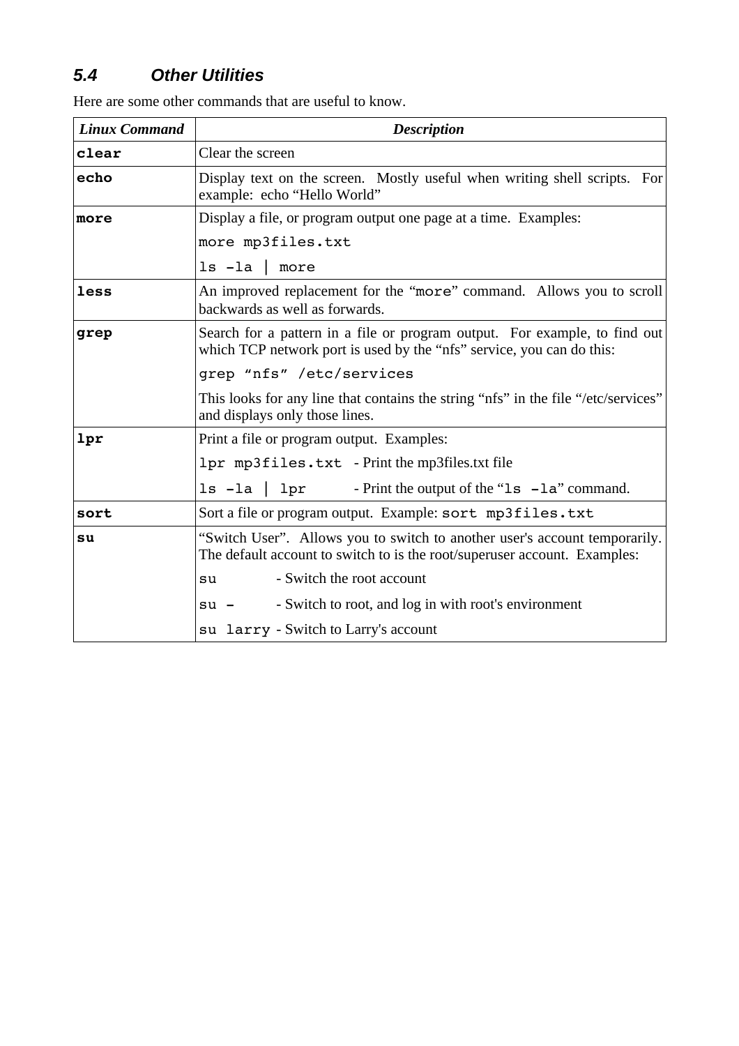### 5.4 Other Utilities

Here are some other commands that are useful to know.

| ***Linux Command*** | ***Description*** |
|---|---|
| **`clear`** | Clear the screen |
| **`echo`** | Display text on the screen. Mostly useful when writing shell scripts. For example: echo “Hello World” |
| **`more`** | Display a file, or program output one page at a time. Examples:<br>`more mp3files.txt`<br>`ls -la \| more` |
| **`less`** | An improved replacement for the “`more`” command. Allows you to scroll backwards as well as forwards. |
| **`grep`** | Search for a pattern in a file or program output. For example, to find out which TCP network port is used by the “nfs” service, you can do this:<br>`grep “nfs” /etc/services`<br>This looks for any line that contains the string “nfs” in the file “/etc/services” and displays only those lines. |
| **`lpr`** | Print a file or program output. Examples:<br>`lpr mp3files.txt` - Print the mp3files.txt file<br>`ls -la \| lpr` - Print the output of the “`ls -la`” command. |
| **`sort`** | Sort a file or program output. Example: `sort mp3files.txt` |
| **`su`** | “Switch User”. Allows you to switch to another user's account temporarily. The default account to switch to is the root/superuser account. Examples:<br>`su` - Switch the root account<br>`su -` - Switch to root, and log in with root's environment<br>`su larry` - Switch to Larry's account |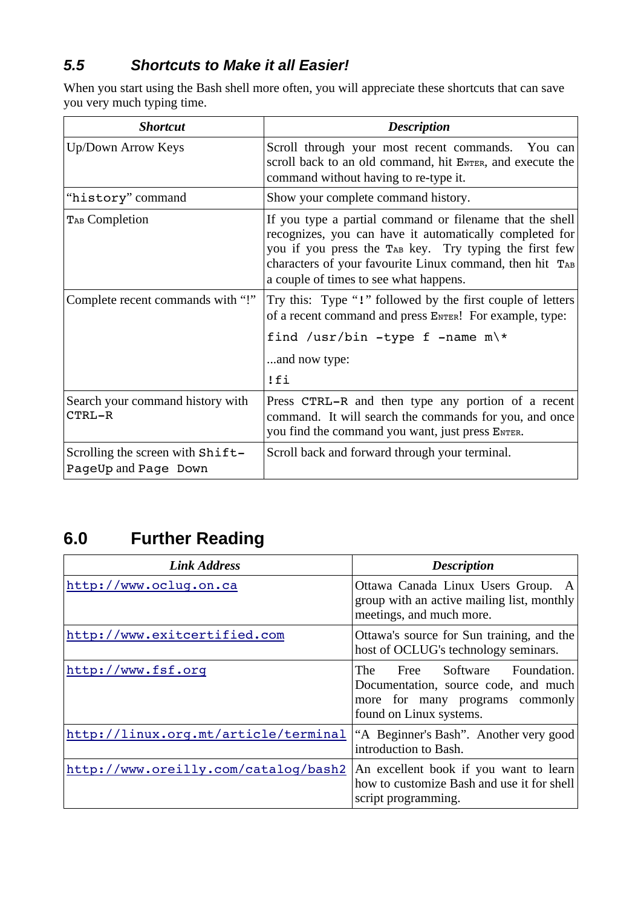### 5.5 Shortcuts to Make it all Easier!

When you start using the Bash shell more often, you will appreciate these shortcuts that can save you very much typing time.

| ***Shortcut*** | ***Description*** |
|---|---|
| Up/Down Arrow Keys | Scroll through your most recent commands. You can scroll back to an old command, hit ENTER, and execute the command without having to re-type it. |
| "`history`" command | Show your complete command history. |
| TAB Completion | If you type a partial command or filename that the shell recognizes, you can have it automatically completed for you if you press the TAB key. Try typing the first few characters of your favourite Linux command, then hit TAB a couple of times to see what happens. |
| Complete recent commands with "!" | Try this: Type "`!`" followed by the first couple of letters of a recent command and press ENTER! For example, type: `find /usr/bin -type f -name m\*` ...and now type: `!fi` |
| Search your command history with `CTRL-R` | Press `CTRL-R` and then type any portion of a recent command. It will search the commands for you, and once you find the command you want, just press ENTER. |
| Scrolling the screen with `Shift-PageUp` and `Page Down` | Scroll back and forward through your terminal. |

## 6.0 Further Reading

| ***Link Address*** | ***Description*** |
|---|---|
| http://www.oclug.on.ca | Ottawa Canada Linux Users Group. A group with an active mailing list, monthly meetings, and much more. |
| http://www.exitcertified.com | Ottawa's source for Sun training, and the host of OCLUG's technology seminars. |
| http://www.fsf.org | The Free Software Foundation. Documentation, source code, and much more for many programs commonly found on Linux systems. |
| http://linux.org.mt/article/terminal | "A Beginner's Bash". Another very good introduction to Bash. |
| http://www.oreilly.com/catalog/bash2 | An excellent book if you want to learn how to customize Bash and use it for shell script programming. |